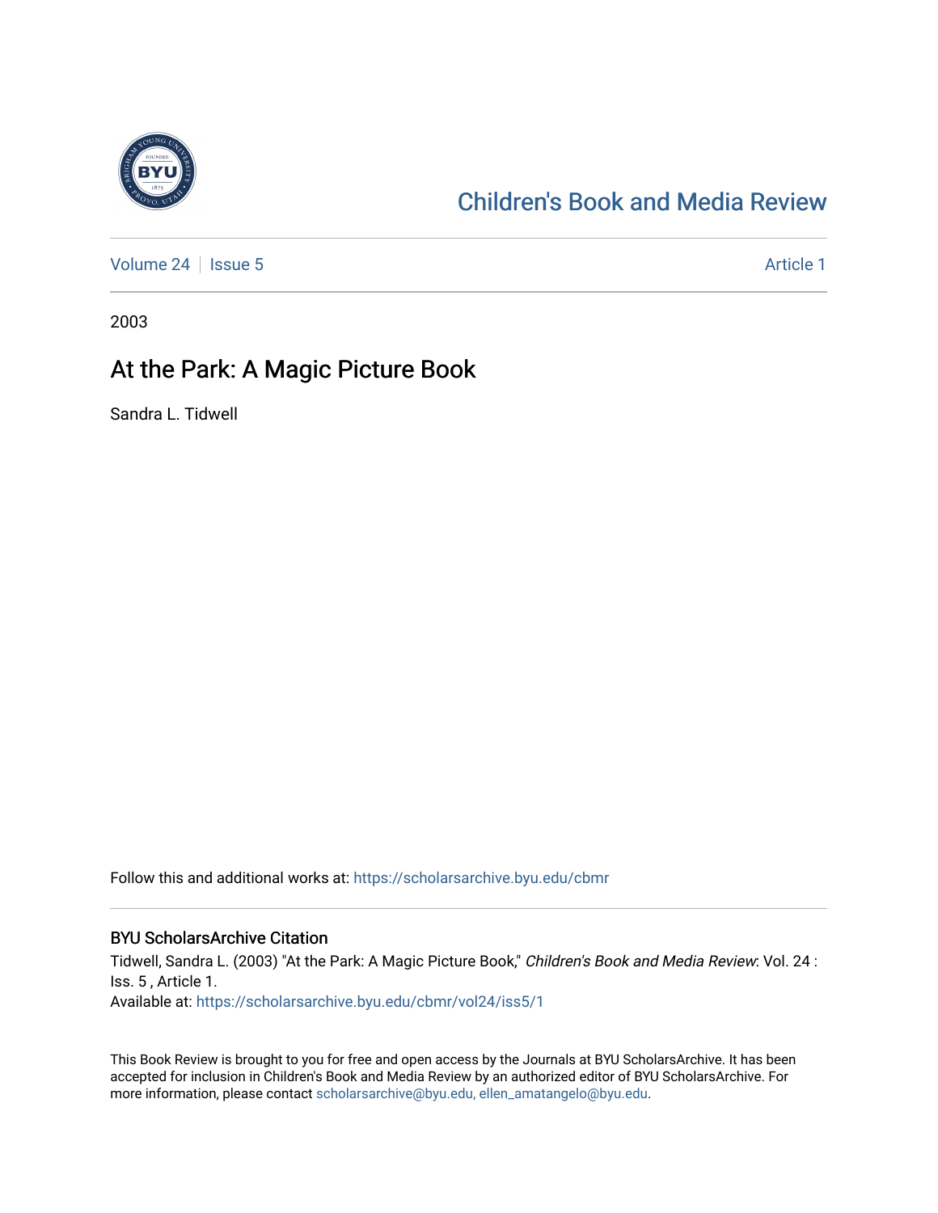# Children's Book and Media Review

Volume 24 | Issue 5 | Article 1

2003

## At the Park: A Magic Picture Book

Sandra L. Tidwell

Follow this and additional works at: https://scholarsarchive.byu.edu/cbmr

### BYU ScholarsArchive Citation

Tidwell, Sandra L. (2003) "At the Park: A Magic Picture Book," *Children's Book and Media Review*: Vol. 24 : Iss. 5 , Article 1.
Available at: https://scholarsarchive.byu.edu/cbmr/vol24/iss5/1

This Book Review is brought to you for free and open access by the Journals at BYU ScholarsArchive. It has been accepted for inclusion in Children's Book and Media Review by an authorized editor of BYU ScholarsArchive. For more information, please contact scholarsarchive@byu.edu, ellen_amatangelo@byu.edu.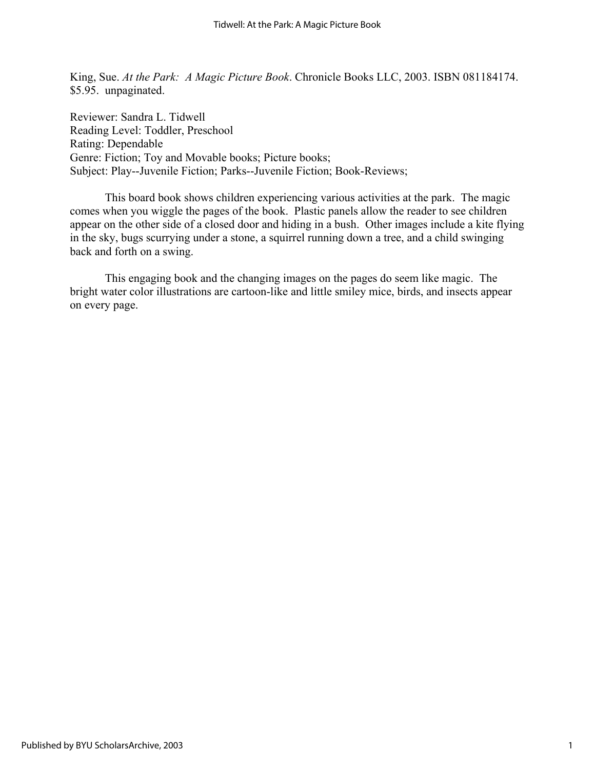King, Sue. *At the Park: A Magic Picture Book*. Chronicle Books LLC, 2003. ISBN 081184174. $5.95. unpaginated.

Reviewer: Sandra L. Tidwell
Reading Level: Toddler, Preschool
Rating: Dependable
Genre: Fiction; Toy and Movable books; Picture books;
Subject: Play--Juvenile Fiction; Parks--Juvenile Fiction; Book-Reviews;

This board book shows children experiencing various activities at the park. The magic comes when you wiggle the pages of the book. Plastic panels allow the reader to see children appear on the other side of a closed door and hiding in a bush. Other images include a kite flying in the sky, bugs scurrying under a stone, a squirrel running down a tree, and a child swinging back and forth on a swing.

This engaging book and the changing images on the pages do seem like magic. The bright water color illustrations are cartoon-like and little smiley mice, birds, and insects appear on every page.